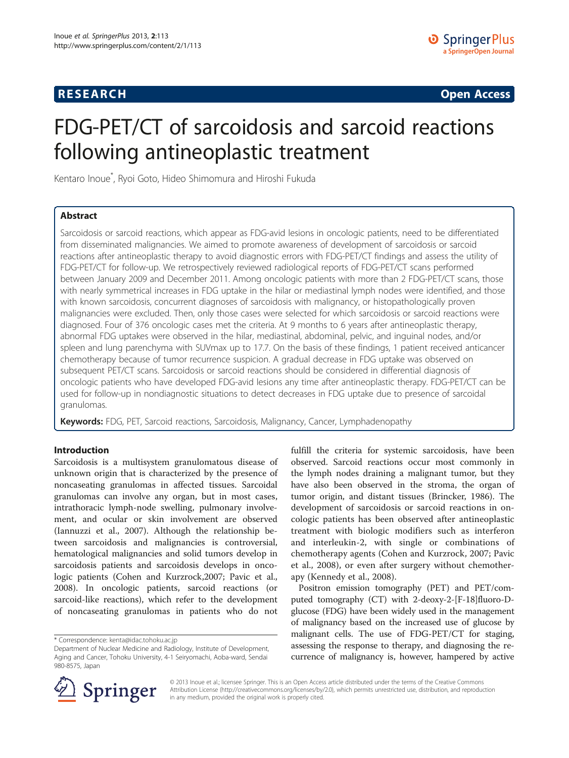**RESEARCH** **Open Access**

# FDG-PET/CT of sarcoidosis and sarcoid reactions following antineoplastic treatment

Kentaro Inoue*, Ryoi Goto, Hideo Shimomura and Hiroshi Fukuda

## Abstract

Sarcoidosis or sarcoid reactions, which appear as FDG-avid lesions in oncologic patients, need to be differentiated from disseminated malignancies. We aimed to promote awareness of development of sarcoidosis or sarcoid reactions after antineoplastic therapy to avoid diagnostic errors with FDG-PET/CT findings and assess the utility of FDG-PET/CT for follow-up. We retrospectively reviewed radiological reports of FDG-PET/CT scans performed between January 2009 and December 2011. Among oncologic patients with more than 2 FDG-PET/CT scans, those with nearly symmetrical increases in FDG uptake in the hilar or mediastinal lymph nodes were identified, and those with known sarcoidosis, concurrent diagnoses of sarcoidosis with malignancy, or histopathologically proven malignancies were excluded. Then, only those cases were selected for which sarcoidosis or sarcoid reactions were diagnosed. Four of 376 oncologic cases met the criteria. At 9 months to 6 years after antineoplastic therapy, abnormal FDG uptakes were observed in the hilar, mediastinal, abdominal, pelvic, and inguinal nodes, and/or spleen and lung parenchyma with SUVmax up to 17.7. On the basis of these findings, 1 patient received anticancer chemotherapy because of tumor recurrence suspicion. A gradual decrease in FDG uptake was observed on subsequent PET/CT scans. Sarcoidosis or sarcoid reactions should be considered in differential diagnosis of oncologic patients who have developed FDG-avid lesions any time after antineoplastic therapy. FDG-PET/CT can be used for follow-up in nondiagnostic situations to detect decreases in FDG uptake due to presence of sarcoidal granulomas.

**Keywords:** FDG, PET, Sarcoid reactions, Sarcoidosis, Malignancy, Cancer, Lymphadenopathy

## Introduction

Sarcoidosis is a multisystem granulomatous disease of unknown origin that is characterized by the presence of noncaseating granulomas in affected tissues. Sarcoidal granulomas can involve any organ, but in most cases, intrathoracic lymph-node swelling, pulmonary involvement, and ocular or skin involvement are observed (Iannuzzi et al., 2007). Although the relationship between sarcoidosis and malignancies is controversial, hematological malignancies and solid tumors develop in sarcoidosis patients and sarcoidosis develops in oncologic patients (Cohen and Kurzrock,2007; Pavic et al., 2008). In oncologic patients, sarcoid reactions (or sarcoid-like reactions), which refer to the development of noncaseating granulomas in patients who do not fulfill the criteria for systemic sarcoidosis, have been observed. Sarcoid reactions occur most commonly in the lymph nodes draining a malignant tumor, but they have also been observed in the stroma, the organ of tumor origin, and distant tissues (Brincker, 1986). The development of sarcoidosis or sarcoid reactions in oncologic patients has been observed after antineoplastic treatment with biologic modifiers such as interferon and interleukin-2, with single or combinations of chemotherapy agents (Cohen and Kurzrock, 2007; Pavic et al., 2008), or even after surgery without chemotherapy (Kennedy et al., 2008).

Positron emission tomography (PET) and PET/computed tomography (CT) with 2-deoxy-2-[F-18]fluoro-D-glucose (FDG) have been widely used in the management of malignancy based on the increased use of glucose by malignant cells. The use of FDG-PET/CT for staging, assessing the response to therapy, and diagnosing the recurrence of malignancy is, however, hampered by active

\* Correspondence: kenta@idac.tohoku.ac.jp
Department of Nuclear Medicine and Radiology, Institute of Development, Aging and Cancer, Tohoku University, 4-1 Seiryomachi, Aoba-ward, Sendai 980-8575, Japan

© 2013 Inoue et al.; licensee Springer. This is an Open Access article distributed under the terms of the Creative Commons Attribution License (http://creativecommons.org/licenses/by/2.0), which permits unrestricted use, distribution, and reproduction in any medium, provided the original work is properly cited.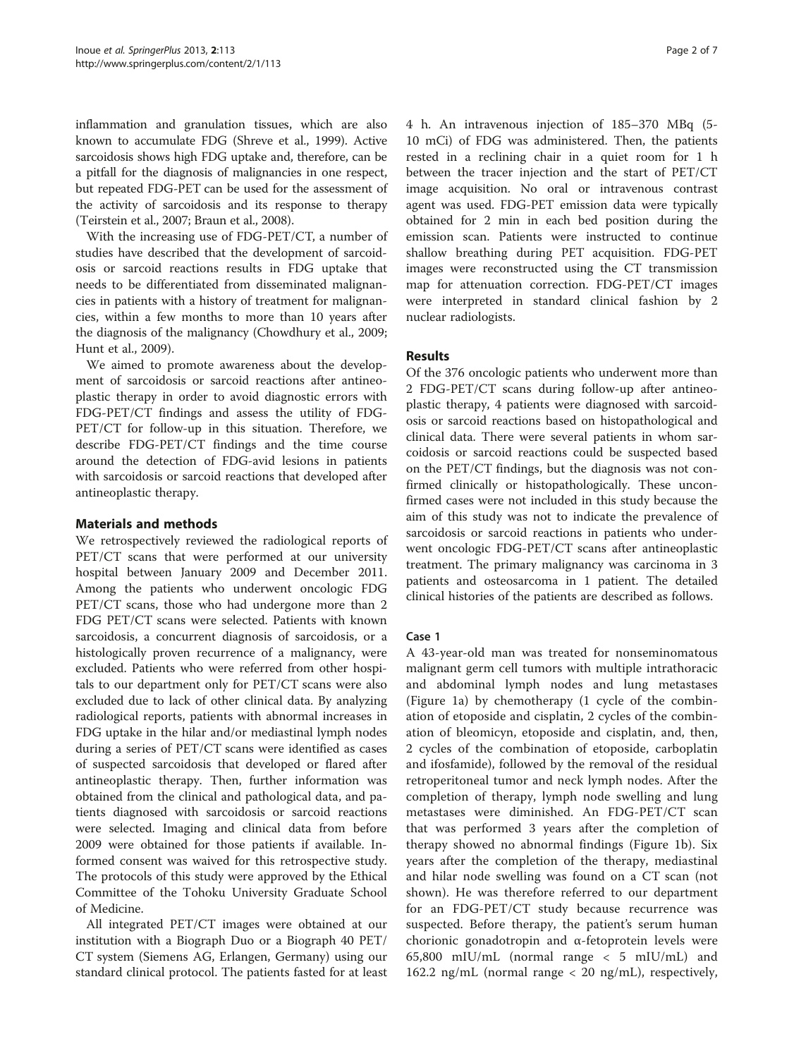inflammation and granulation tissues, which are also known to accumulate FDG (Shreve et al., 1999). Active sarcoidosis shows high FDG uptake and, therefore, can be a pitfall for the diagnosis of malignancies in one respect, but repeated FDG-PET can be used for the assessment of the activity of sarcoidosis and its response to therapy (Teirstein et al., 2007; Braun et al., 2008).

With the increasing use of FDG-PET/CT, a number of studies have described that the development of sarcoidosis or sarcoid reactions results in FDG uptake that needs to be differentiated from disseminated malignancies in patients with a history of treatment for malignancies, within a few months to more than 10 years after the diagnosis of the malignancy (Chowdhury et al., 2009; Hunt et al., 2009).

We aimed to promote awareness about the development of sarcoidosis or sarcoid reactions after antineoplastic therapy in order to avoid diagnostic errors with FDG-PET/CT findings and assess the utility of FDG-PET/CT for follow-up in this situation. Therefore, we describe FDG-PET/CT findings and the time course around the detection of FDG-avid lesions in patients with sarcoidosis or sarcoid reactions that developed after antineoplastic therapy.

## Materials and methods

We retrospectively reviewed the radiological reports of PET/CT scans that were performed at our university hospital between January 2009 and December 2011. Among the patients who underwent oncologic FDG PET/CT scans, those who had undergone more than 2 FDG PET/CT scans were selected. Patients with known sarcoidosis, a concurrent diagnosis of sarcoidosis, or a histologically proven recurrence of a malignancy, were excluded. Patients who were referred from other hospitals to our department only for PET/CT scans were also excluded due to lack of other clinical data. By analyzing radiological reports, patients with abnormal increases in FDG uptake in the hilar and/or mediastinal lymph nodes during a series of PET/CT scans were identified as cases of suspected sarcoidosis that developed or flared after antineoplastic therapy. Then, further information was obtained from the clinical and pathological data, and patients diagnosed with sarcoidosis or sarcoid reactions were selected. Imaging and clinical data from before 2009 were obtained for those patients if available. Informed consent was waived for this retrospective study. The protocols of this study were approved by the Ethical Committee of the Tohoku University Graduate School of Medicine.

All integrated PET/CT images were obtained at our institution with a Biograph Duo or a Biograph 40 PET/CT system (Siemens AG, Erlangen, Germany) using our standard clinical protocol. The patients fasted for at least 4 h. An intravenous injection of 185–370 MBq (5-10 mCi) of FDG was administered. Then, the patients rested in a reclining chair in a quiet room for 1 h between the tracer injection and the start of PET/CT image acquisition. No oral or intravenous contrast agent was used. FDG-PET emission data were typically obtained for 2 min in each bed position during the emission scan. Patients were instructed to continue shallow breathing during PET acquisition. FDG-PET images were reconstructed using the CT transmission map for attenuation correction. FDG-PET/CT images were interpreted in standard clinical fashion by 2 nuclear radiologists.

## Results

Of the 376 oncologic patients who underwent more than 2 FDG-PET/CT scans during follow-up after antineoplastic therapy, 4 patients were diagnosed with sarcoidosis or sarcoid reactions based on histopathological and clinical data. There were several patients in whom sarcoidosis or sarcoid reactions could be suspected based on the PET/CT findings, but the diagnosis was not confirmed clinically or histopathologically. These unconfirmed cases were not included in this study because the aim of this study was not to indicate the prevalence of sarcoidosis or sarcoid reactions in patients who underwent oncologic FDG-PET/CT scans after antineoplastic treatment. The primary malignancy was carcinoma in 3 patients and osteosarcoma in 1 patient. The detailed clinical histories of the patients are described as follows.

### Case 1

A 43-year-old man was treated for nonseminomatous malignant germ cell tumors with multiple intrathoracic and abdominal lymph nodes and lung metastases (Figure 1a) by chemotherapy (1 cycle of the combination of etoposide and cisplatin, 2 cycles of the combination of bleomicyn, etoposide and cisplatin, and, then, 2 cycles of the combination of etoposide, carboplatin and ifosfamide), followed by the removal of the residual retroperitoneal tumor and neck lymph nodes. After the completion of therapy, lymph node swelling and lung metastases were diminished. An FDG-PET/CT scan that was performed 3 years after the completion of therapy showed no abnormal findings (Figure 1b). Six years after the completion of the therapy, mediastinal and hilar node swelling was found on a CT scan (not shown). He was therefore referred to our department for an FDG-PET/CT study because recurrence was suspected. Before therapy, the patient's serum human chorionic gonadotropin and α-fetoprotein levels were 65,800 mIU/mL (normal range < 5 mIU/mL) and 162.2 ng/mL (normal range < 20 ng/mL), respectively,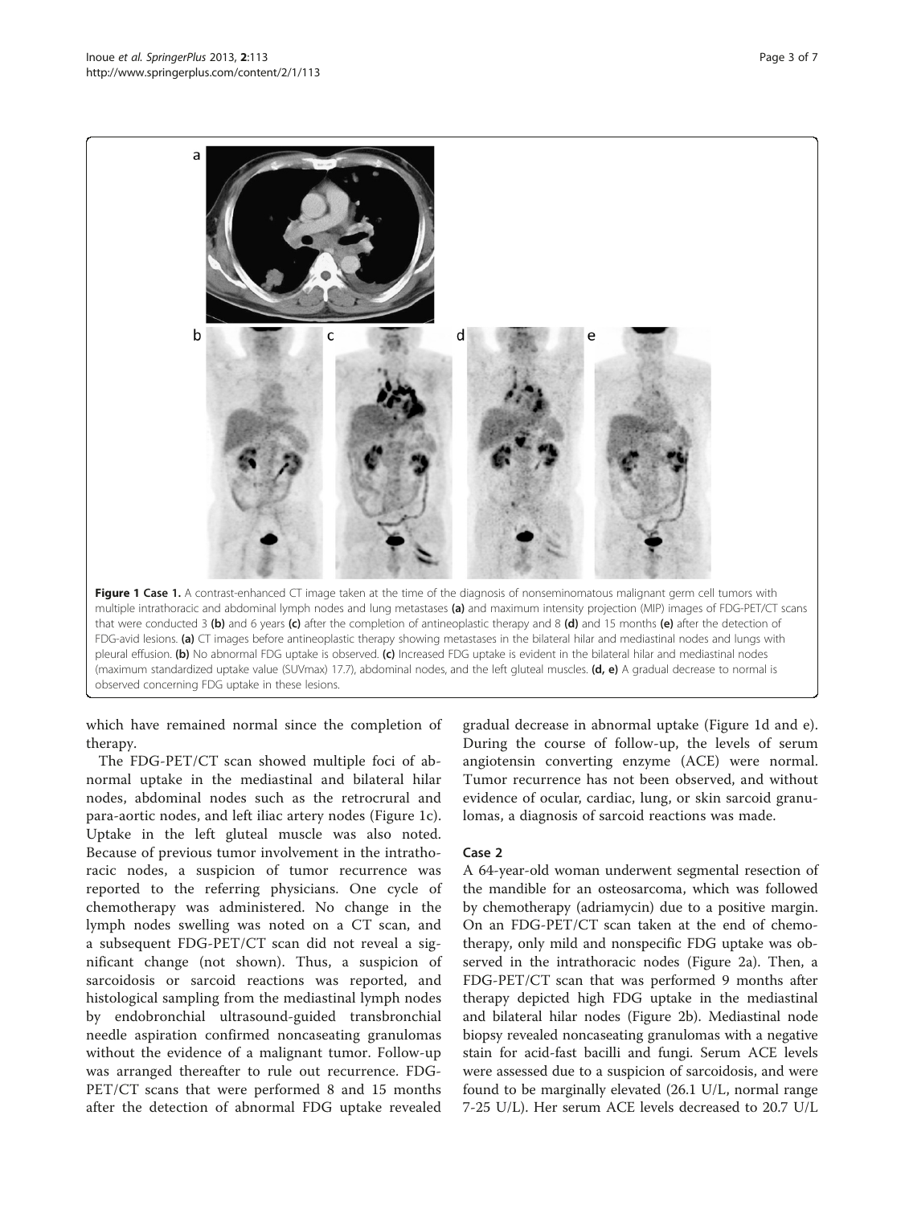**Figure 1 Case 1.** A contrast-enhanced CT image taken at the time of the diagnosis of nonseminomatous malignant germ cell tumors with multiple intrathoracic and abdominal lymph nodes and lung metastases **(a)** and maximum intensity projection (MIP) images of FDG-PET/CT scans that were conducted 3 **(b)** and 6 years **(c)** after the completion of antineoplastic therapy and 8 **(d)** and 15 months **(e)** after the detection of FDG-avid lesions. **(a)** CT images before antineoplastic therapy showing metastases in the bilateral hilar and mediastinal nodes and lungs with pleural effusion. **(b)** No abnormal FDG uptake is observed. **(c)** Increased FDG uptake is evident in the bilateral hilar and mediastinal nodes (maximum standardized uptake value (SUVmax) 17.7), abdominal nodes, and the left gluteal muscles. **(d, e)** A gradual decrease to normal is observed concerning FDG uptake in these lesions.

which have remained normal since the completion of therapy.

The FDG-PET/CT scan showed multiple foci of abnormal uptake in the mediastinal and bilateral hilar nodes, abdominal nodes such as the retrocrural and para-aortic nodes, and left iliac artery nodes (Figure 1c). Uptake in the left gluteal muscle was also noted. Because of previous tumor involvement in the intrathoracic nodes, a suspicion of tumor recurrence was reported to the referring physicians. One cycle of chemotherapy was administered. No change in the lymph nodes swelling was noted on a CT scan, and a subsequent FDG-PET/CT scan did not reveal a significant change (not shown). Thus, a suspicion of sarcoidosis or sarcoid reactions was reported, and histological sampling from the mediastinal lymph nodes by endobronchial ultrasound-guided transbronchial needle aspiration confirmed noncaseating granulomas without the evidence of a malignant tumor. Follow-up was arranged thereafter to rule out recurrence. FDG-PET/CT scans that were performed 8 and 15 months after the detection of abnormal FDG uptake revealed gradual decrease in abnormal uptake (Figure 1d and e). During the course of follow-up, the levels of serum angiotensin converting enzyme (ACE) were normal. Tumor recurrence has not been observed, and without evidence of ocular, cardiac, lung, or skin sarcoid granulomas, a diagnosis of sarcoid reactions was made.

### Case 2

A 64-year-old woman underwent segmental resection of the mandible for an osteosarcoma, which was followed by chemotherapy (adriamycin) due to a positive margin. On an FDG-PET/CT scan taken at the end of chemotherapy, only mild and nonspecific FDG uptake was observed in the intrathoracic nodes (Figure 2a). Then, a FDG-PET/CT scan that was performed 9 months after therapy depicted high FDG uptake in the mediastinal and bilateral hilar nodes (Figure 2b). Mediastinal node biopsy revealed noncaseating granulomas with a negative stain for acid-fast bacilli and fungi. Serum ACE levels were assessed due to a suspicion of sarcoidosis, and were found to be marginally elevated (26.1 U/L, normal range 7-25 U/L). Her serum ACE levels decreased to 20.7 U/L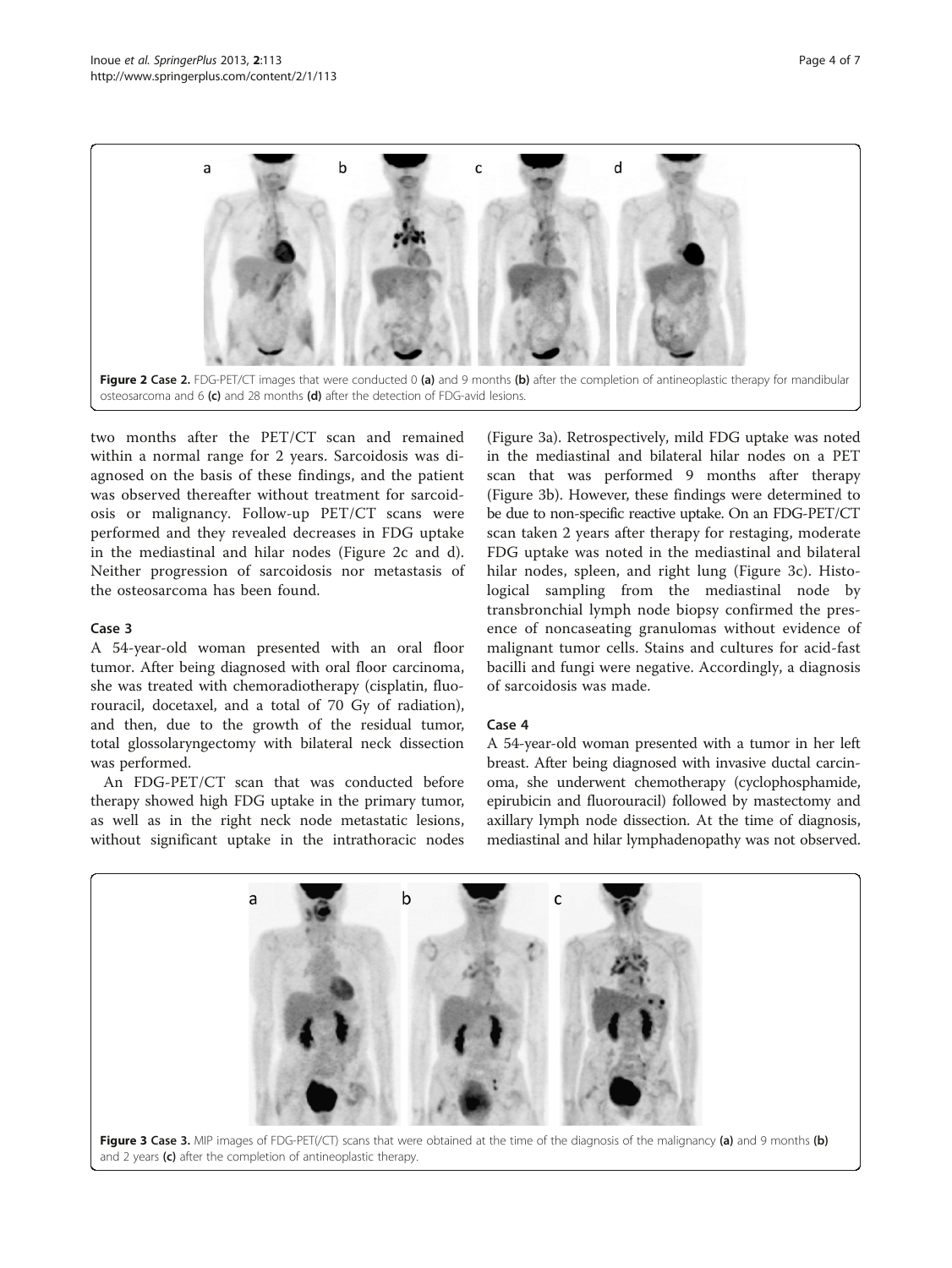Figure 2 Case 2. FDG-PET/CT images that were conducted 0 (a) and 9 months (b) after the completion of antineoplastic therapy for mandibular osteosarcoma and 6 (c) and 28 months (d) after the detection of FDG-avid lesions.

two months after the PET/CT scan and remained within a normal range for 2 years. Sarcoidosis was diagnosed on the basis of these findings, and the patient was observed thereafter without treatment for sarcoidosis or malignancy. Follow-up PET/CT scans were performed and they revealed decreases in FDG uptake in the mediastinal and hilar nodes (Figure 2c and d). Neither progression of sarcoidosis nor metastasis of the osteosarcoma has been found.

### Case 3

A 54-year-old woman presented with an oral floor tumor. After being diagnosed with oral floor carcinoma, she was treated with chemoradiotherapy (cisplatin, fluorouracil, docetaxel, and a total of 70 Gy of radiation), and then, due to the growth of the residual tumor, total glossolaryngectomy with bilateral neck dissection was performed.

An FDG-PET/CT scan that was conducted before therapy showed high FDG uptake in the primary tumor, as well as in the right neck node metastatic lesions, without significant uptake in the intrathoracic nodes (Figure 3a). Retrospectively, mild FDG uptake was noted in the mediastinal and bilateral hilar nodes on a PET scan that was performed 9 months after therapy (Figure 3b). However, these findings were determined to be due to non-specific reactive uptake. On an FDG-PET/CT scan taken 2 years after therapy for restaging, moderate FDG uptake was noted in the mediastinal and bilateral hilar nodes, spleen, and right lung (Figure 3c). Histological sampling from the mediastinal node by transbronchial lymph node biopsy confirmed the presence of noncaseating granulomas without evidence of malignant tumor cells. Stains and cultures for acid-fast bacilli and fungi were negative. Accordingly, a diagnosis of sarcoidosis was made.

### Case 4

A 54-year-old woman presented with a tumor in her left breast. After being diagnosed with invasive ductal carcinoma, she underwent chemotherapy (cyclophosphamide, epirubicin and fluorouracil) followed by mastectomy and axillary lymph node dissection. At the time of diagnosis, mediastinal and hilar lymphadenopathy was not observed.

Figure 3 Case 3. MIP images of FDG-PET(/CT) scans that were obtained at the time of the diagnosis of the malignancy (a) and 9 months (b) and 2 years (c) after the completion of antineoplastic therapy.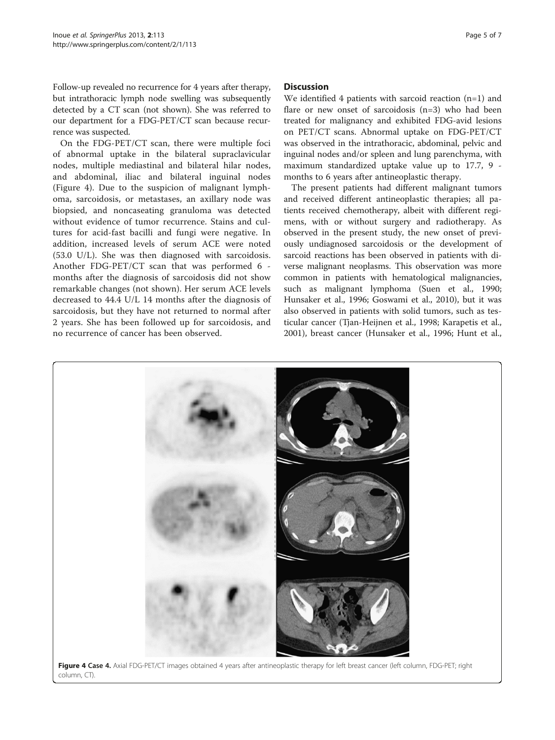Follow-up revealed no recurrence for 4 years after therapy, but intrathoracic lymph node swelling was subsequently detected by a CT scan (not shown). She was referred to our department for a FDG-PET/CT scan because recurrence was suspected.

On the FDG-PET/CT scan, there were multiple foci of abnormal uptake in the bilateral supraclavicular nodes, multiple mediastinal and bilateral hilar nodes, and abdominal, iliac and bilateral inguinal nodes (Figure 4). Due to the suspicion of malignant lymphoma, sarcoidosis, or metastases, an axillary node was biopsied, and noncaseating granuloma was detected without evidence of tumor recurrence. Stains and cultures for acid-fast bacilli and fungi were negative. In addition, increased levels of serum ACE were noted (53.0 U/L). She was then diagnosed with sarcoidosis. Another FDG-PET/CT scan that was performed 6 - months after the diagnosis of sarcoidosis did not show remarkable changes (not shown). Her serum ACE levels decreased to 44.4 U/L 14 months after the diagnosis of sarcoidosis, but they have not returned to normal after 2 years. She has been followed up for sarcoidosis, and no recurrence of cancer has been observed.

## Discussion

We identified 4 patients with sarcoid reaction (n=1) and flare or new onset of sarcoidosis (n=3) who had been treated for malignancy and exhibited FDG-avid lesions on PET/CT scans. Abnormal uptake on FDG-PET/CT was observed in the intrathoracic, abdominal, pelvic and inguinal nodes and/or spleen and lung parenchyma, with maximum standardized uptake value up to 17.7, 9 - months to 6 years after antineoplastic therapy.

The present patients had different malignant tumors and received different antineoplastic therapies; all patients received chemotherapy, albeit with different regimens, with or without surgery and radiotherapy. As observed in the present study, the new onset of previously undiagnosed sarcoidosis or the development of sarcoid reactions has been observed in patients with diverse malignant neoplasms. This observation was more common in patients with hematological malignancies, such as malignant lymphoma (Suen et al., 1990; Hunsaker et al., 1996; Goswami et al., 2010), but it was also observed in patients with solid tumors, such as testicular cancer (Tjan-Heijnen et al., 1998; Karapetis et al., 2001), breast cancer (Hunsaker et al., 1996; Hunt et al.,

**Figure 4 Case 4.** Axial FDG-PET/CT images obtained 4 years after antineoplastic therapy for left breast cancer (left column, FDG-PET; right column, CT).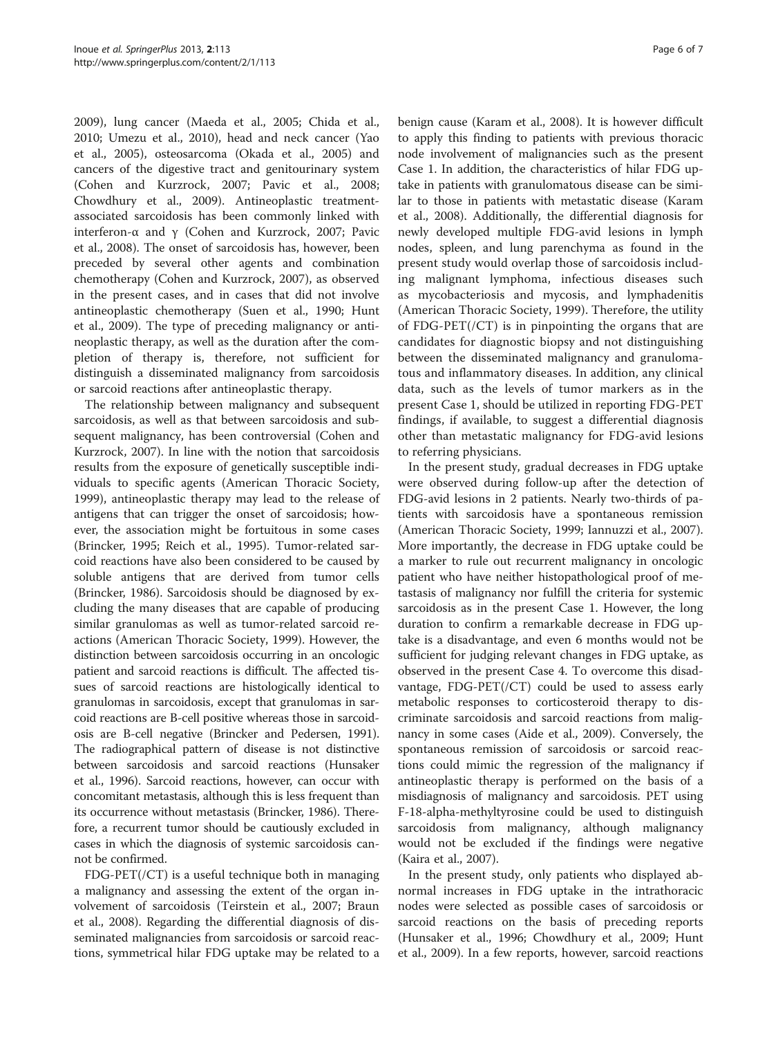2009), lung cancer (Maeda et al., 2005; Chida et al., 2010; Umezu et al., 2010), head and neck cancer (Yao et al., 2005), osteosarcoma (Okada et al., 2005) and cancers of the digestive tract and genitourinary system (Cohen and Kurzrock, 2007; Pavic et al., 2008; Chowdhury et al., 2009). Antineoplastic treatment-associated sarcoidosis has been commonly linked with interferon-α and γ (Cohen and Kurzrock, 2007; Pavic et al., 2008). The onset of sarcoidosis has, however, been preceded by several other agents and combination chemotherapy (Cohen and Kurzrock, 2007), as observed in the present cases, and in cases that did not involve antineoplastic chemotherapy (Suen et al., 1990; Hunt et al., 2009). The type of preceding malignancy or antineoplastic therapy, as well as the duration after the completion of therapy is, therefore, not sufficient for distinguish a disseminated malignancy from sarcoidosis or sarcoid reactions after antineoplastic therapy.

The relationship between malignancy and subsequent sarcoidosis, as well as that between sarcoidosis and subsequent malignancy, has been controversial (Cohen and Kurzrock, 2007). In line with the notion that sarcoidosis results from the exposure of genetically susceptible individuals to specific agents (American Thoracic Society, 1999), antineoplastic therapy may lead to the release of antigens that can trigger the onset of sarcoidosis; however, the association might be fortuitous in some cases (Brincker, 1995; Reich et al., 1995). Tumor-related sarcoid reactions have also been considered to be caused by soluble antigens that are derived from tumor cells (Brincker, 1986). Sarcoidosis should be diagnosed by excluding the many diseases that are capable of producing similar granulomas as well as tumor-related sarcoid reactions (American Thoracic Society, 1999). However, the distinction between sarcoidosis occurring in an oncologic patient and sarcoid reactions is difficult. The affected tissues of sarcoid reactions are histologically identical to granulomas in sarcoidosis, except that granulomas in sarcoid reactions are B-cell positive whereas those in sarcoidosis are B-cell negative (Brincker and Pedersen, 1991). The radiographical pattern of disease is not distinctive between sarcoidosis and sarcoid reactions (Hunsaker et al., 1996). Sarcoid reactions, however, can occur with concomitant metastasis, although this is less frequent than its occurrence without metastasis (Brincker, 1986). Therefore, a recurrent tumor should be cautiously excluded in cases in which the diagnosis of systemic sarcoidosis cannot be confirmed.

FDG-PET(/CT) is a useful technique both in managing a malignancy and assessing the extent of the organ involvement of sarcoidosis (Teirstein et al., 2007; Braun et al., 2008). Regarding the differential diagnosis of disseminated malignancies from sarcoidosis or sarcoid reactions, symmetrical hilar FDG uptake may be related to a benign cause (Karam et al., 2008). It is however difficult to apply this finding to patients with previous thoracic node involvement of malignancies such as the present Case 1. In addition, the characteristics of hilar FDG uptake in patients with granulomatous disease can be similar to those in patients with metastatic disease (Karam et al., 2008). Additionally, the differential diagnosis for newly developed multiple FDG-avid lesions in lymph nodes, spleen, and lung parenchyma as found in the present study would overlap those of sarcoidosis including malignant lymphoma, infectious diseases such as mycobacteriosis and mycosis, and lymphadenitis (American Thoracic Society, 1999). Therefore, the utility of FDG-PET(/CT) is in pinpointing the organs that are candidates for diagnostic biopsy and not distinguishing between the disseminated malignancy and granulomatous and inflammatory diseases. In addition, any clinical data, such as the levels of tumor markers as in the present Case 1, should be utilized in reporting FDG-PET findings, if available, to suggest a differential diagnosis other than metastatic malignancy for FDG-avid lesions to referring physicians.

In the present study, gradual decreases in FDG uptake were observed during follow-up after the detection of FDG-avid lesions in 2 patients. Nearly two-thirds of patients with sarcoidosis have a spontaneous remission (American Thoracic Society, 1999; Iannuzzi et al., 2007). More importantly, the decrease in FDG uptake could be a marker to rule out recurrent malignancy in oncologic patient who have neither histopathological proof of metastasis of malignancy nor fulfill the criteria for systemic sarcoidosis as in the present Case 1. However, the long duration to confirm a remarkable decrease in FDG uptake is a disadvantage, and even 6 months would not be sufficient for judging relevant changes in FDG uptake, as observed in the present Case 4. To overcome this disadvantage, FDG-PET(/CT) could be used to assess early metabolic responses to corticosteroid therapy to discriminate sarcoidosis and sarcoid reactions from malignancy in some cases (Aide et al., 2009). Conversely, the spontaneous remission of sarcoidosis or sarcoid reactions could mimic the regression of the malignancy if antineoplastic therapy is performed on the basis of a misdiagnosis of malignancy and sarcoidosis. PET using F-18-alpha-methyltyrosine could be used to distinguish sarcoidosis from malignancy, although malignancy would not be excluded if the findings were negative (Kaira et al., 2007).

In the present study, only patients who displayed abnormal increases in FDG uptake in the intrathoracic nodes were selected as possible cases of sarcoidosis or sarcoid reactions on the basis of preceding reports (Hunsaker et al., 1996; Chowdhury et al., 2009; Hunt et al., 2009). In a few reports, however, sarcoid reactions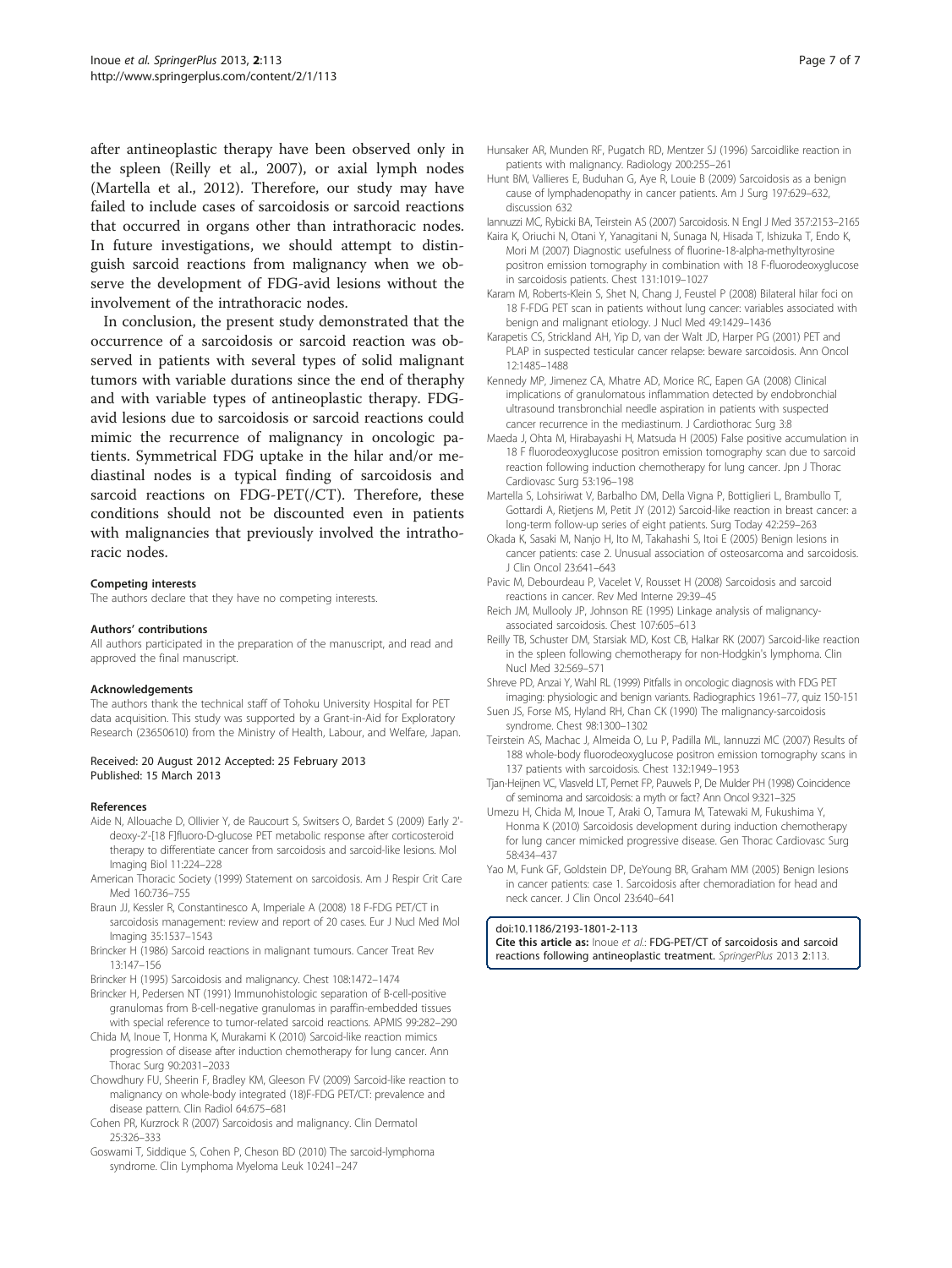after antineoplastic therapy have been observed only in the spleen (Reilly et al., 2007), or axial lymph nodes (Martella et al., 2012). Therefore, our study may have failed to include cases of sarcoidosis or sarcoid reactions that occurred in organs other than intrathoracic nodes. In future investigations, we should attempt to distinguish sarcoid reactions from malignancy when we observe the development of FDG-avid lesions without the involvement of the intrathoracic nodes.

In conclusion, the present study demonstrated that the occurrence of a sarcoidosis or sarcoid reaction was observed in patients with several types of solid malignant tumors with variable durations since the end of theraphy and with variable types of antineoplastic therapy. FDG-avid lesions due to sarcoidosis or sarcoid reactions could mimic the recurrence of malignancy in oncologic patients. Symmetrical FDG uptake in the hilar and/or mediastinal nodes is a typical finding of sarcoidosis and sarcoid reactions on FDG-PET(/CT). Therefore, these conditions should not be discounted even in patients with malignancies that previously involved the intrathoracic nodes.

#### Competing interests
The authors declare that they have no competing interests.

#### Authors' contributions
All authors participated in the preparation of the manuscript, and read and approved the final manuscript.

#### Acknowledgements
The authors thank the technical staff of Tohoku University Hospital for PET data acquisition. This study was supported by a Grant-in-Aid for Exploratory Research (23650610) from the Ministry of Health, Labour, and Welfare, Japan.

Received: 20 August 2012 Accepted: 25 February 2013
Published: 15 March 2013

#### References
- Aide N, Allouache D, Ollivier Y, de Raucourt S, Switsers O, Bardet S (2009) Early 2'-deoxy-2'-[18 F]fluoro-D-glucose PET metabolic response after corticosteroid therapy to differentiate cancer from sarcoidosis and sarcoid-like lesions. Mol Imaging Biol 11:224–228
- American Thoracic Society (1999) Statement on sarcoidosis. Am J Respir Crit Care Med 160:736–755
- Braun JJ, Kessler R, Constantinesco A, Imperiale A (2008) 18 F-FDG PET/CT in sarcoidosis management: review and report of 20 cases. Eur J Nucl Med Mol Imaging 35:1537–1543
- Brincker H (1986) Sarcoid reactions in malignant tumours. Cancer Treat Rev 13:147–156
- Brincker H (1995) Sarcoidosis and malignancy. Chest 108:1472–1474
- Brincker H, Pedersen NT (1991) Immunohistologic separation of B-cell-positive granulomas from B-cell-negative granulomas in paraffin-embedded tissues with special reference to tumor-related sarcoid reactions. APMIS 99:282–290
- Chida M, Inoue T, Honma K, Murakami K (2010) Sarcoid-like reaction mimics progression of disease after induction chemotherapy for lung cancer. Ann Thorac Surg 90:2031–2033
- Chowdhury FU, Sheerin F, Bradley KM, Gleeson FV (2009) Sarcoid-like reaction to malignancy on whole-body integrated (18)F-FDG PET/CT: prevalence and disease pattern. Clin Radiol 64:675–681
- Cohen PR, Kurzrock R (2007) Sarcoidosis and malignancy. Clin Dermatol 25:326–333
- Goswami T, Siddique S, Cohen P, Cheson BD (2010) The sarcoid-lymphoma syndrome. Clin Lymphoma Myeloma Leuk 10:241–247
- Hunsaker AR, Munden RF, Pugatch RD, Mentzer SJ (1996) Sarcoidlike reaction in patients with malignancy. Radiology 200:255–261
- Hunt BM, Vallieres E, Buduhan G, Aye R, Louie B (2009) Sarcoidosis as a benign cause of lymphadenopathy in cancer patients. Am J Surg 197:629–632, discussion 632
- Iannuzzi MC, Rybicki BA, Teirstein AS (2007) Sarcoidosis. N Engl J Med 357:2153–2165
- Kaira K, Oriuchi N, Otani Y, Yanagitani N, Sunaga N, Hisada T, Ishizuka T, Endo K, Mori M (2007) Diagnostic usefulness of fluorine-18-alpha-methyltyrosine positron emission tomography in combination with 18 F-fluorodeoxyglucose in sarcoidosis patients. Chest 131:1019–1027
- Karam M, Roberts-Klein S, Shet N, Chang J, Feustel P (2008) Bilateral hilar foci on 18 F-FDG PET scan in patients without lung cancer: variables associated with benign and malignant etiology. J Nucl Med 49:1429–1436
- Karapetis CS, Strickland AH, Yip D, van der Walt JD, Harper PG (2001) PET and PLAP in suspected testicular cancer relapse: beware sarcoidosis. Ann Oncol 12:1485–1488
- Kennedy MP, Jimenez CA, Mhatre AD, Morice RC, Eapen GA (2008) Clinical implications of granulomatous inflammation detected by endobronchial ultrasound transbronchial needle aspiration in patients with suspected cancer recurrence in the mediastinum. J Cardiothorac Surg 3:8
- Maeda J, Ohta M, Hirabayashi H, Matsuda H (2005) False positive accumulation in 18 F fluorodeoxyglucose positron emission tomography scan due to sarcoid reaction following induction chemotherapy for lung cancer. Jpn J Thorac Cardiovasc Surg 53:196–198
- Martella S, Lohsiriwat V, Barbalho DM, Della Vigna P, Bottiglieri L, Brambullo T, Gottardi A, Rietjens M, Petit JY (2012) Sarcoid-like reaction in breast cancer: a long-term follow-up series of eight patients. Surg Today 42:259–263
- Okada K, Sasaki M, Nanjo H, Ito M, Takahashi S, Itoi E (2005) Benign lesions in cancer patients: case 2. Unusual association of osteosarcoma and sarcoidosis. J Clin Oncol 23:641–643
- Pavic M, Debourdeau P, Vacelet V, Rousset H (2008) Sarcoidosis and sarcoid reactions in cancer. Rev Med Interne 29:39–45
- Reich JM, Mullooly JP, Johnson RE (1995) Linkage analysis of malignancy-associated sarcoidosis. Chest 107:605–613
- Reilly TB, Schuster DM, Starsiak MD, Kost CB, Halkar RK (2007) Sarcoid-like reaction in the spleen following chemotherapy for non-Hodgkin's lymphoma. Clin Nucl Med 32:569–571
- Shreve PD, Anzai Y, Wahl RL (1999) Pitfalls in oncologic diagnosis with FDG PET imaging: physiologic and benign variants. Radiographics 19:61–77, quiz 150-151
- Suen JS, Forse MS, Hyland RH, Chan CK (1990) The malignancy-sarcoidosis syndrome. Chest 98:1300–1302
- Teirstein AS, Machac J, Almeida O, Lu P, Padilla ML, Iannuzzi MC (2007) Results of 188 whole-body fluorodeoxyglucose positron emission tomography scans in 137 patients with sarcoidosis. Chest 132:1949–1953
- Tjan-Heijnen VC, Vlasveld LT, Pernet FP, Pauwels P, De Mulder PH (1998) Coincidence of seminoma and sarcoidosis: a myth or fact? Ann Oncol 9:321–325
- Umezu H, Chida M, Inoue T, Araki O, Tamura M, Tatewaki M, Fukushima Y, Honma K (2010) Sarcoidosis development during induction chemotherapy for lung cancer mimicked progressive disease. Gen Thorac Cardiovasc Surg 58:434–437
- Yao M, Funk GF, Goldstein DP, DeYoung BR, Graham MM (2005) Benign lesions in cancer patients: case 1. Sarcoidosis after chemoradiation for head and neck cancer. J Clin Oncol 23:640–641

doi:10.1186/2193-1801-2-113
**Cite this article as:** Inoue *et al.*: FDG-PET/CT of sarcoidosis and sarcoid reactions following antineoplastic treatment. *SpringerPlus* 2013 **2**:113.